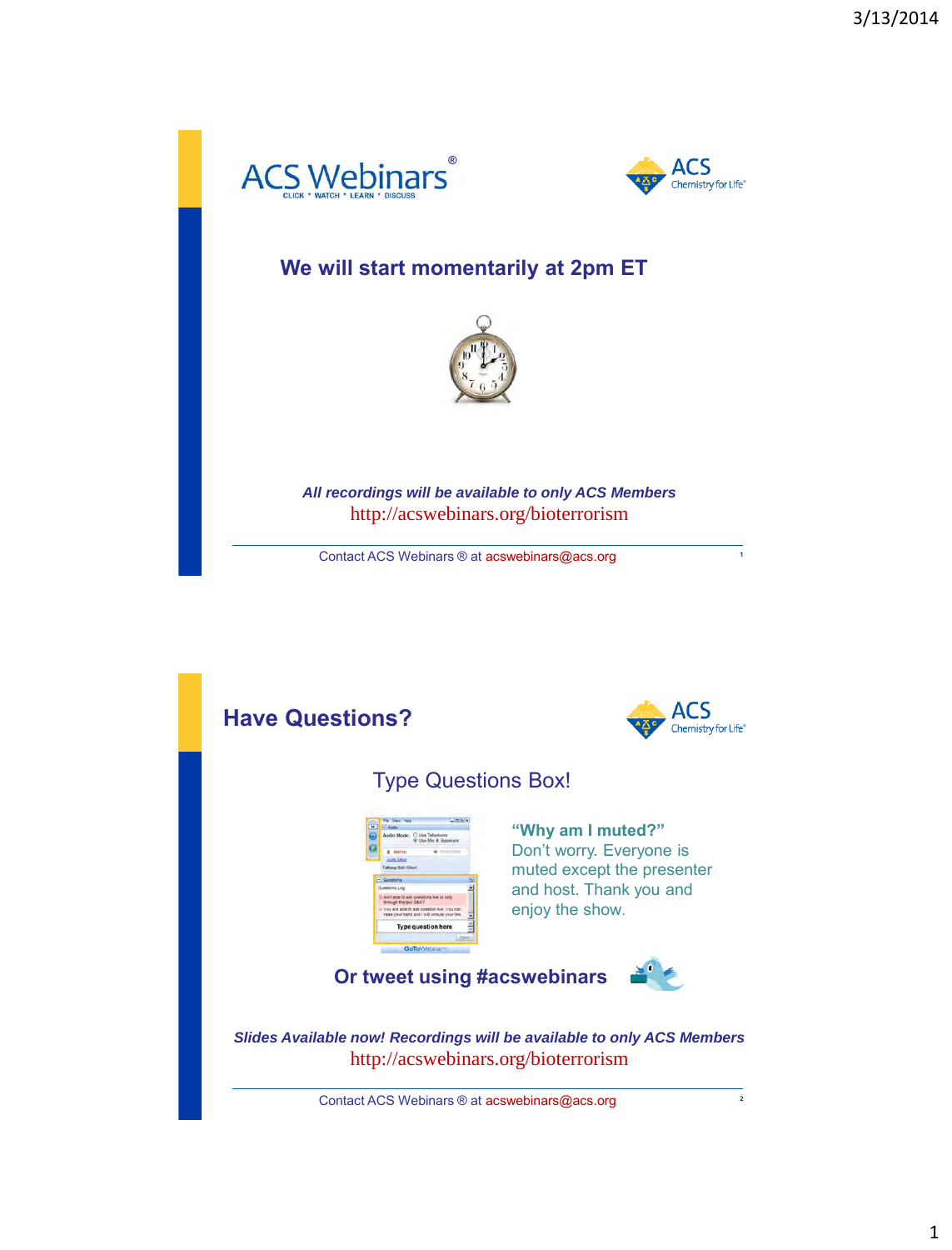# ACS Webinars®

CLICK • WATCH • LEARN • DISCUSS

ACS Chemistry for Life®

## We will start momentarily at 2pm ET

*All recordings will be available to only ACS Members*

http://acswebinars.org/bioterrorism

Contact ACS Webinars ® at acswebinars@acs.org

---

## Have Questions?

ACS Chemistry for Life®

Type Questions Box!

**"Why am I muted?"**
Don't worry. Everyone is muted except the presenter and host. Thank you and enjoy the show.

**Or tweet using #acswebinars**

*Slides Available now! Recordings will be available to only ACS Members*

http://acswebinars.org/bioterrorism

Contact ACS Webinars ® at acswebinars@acs.org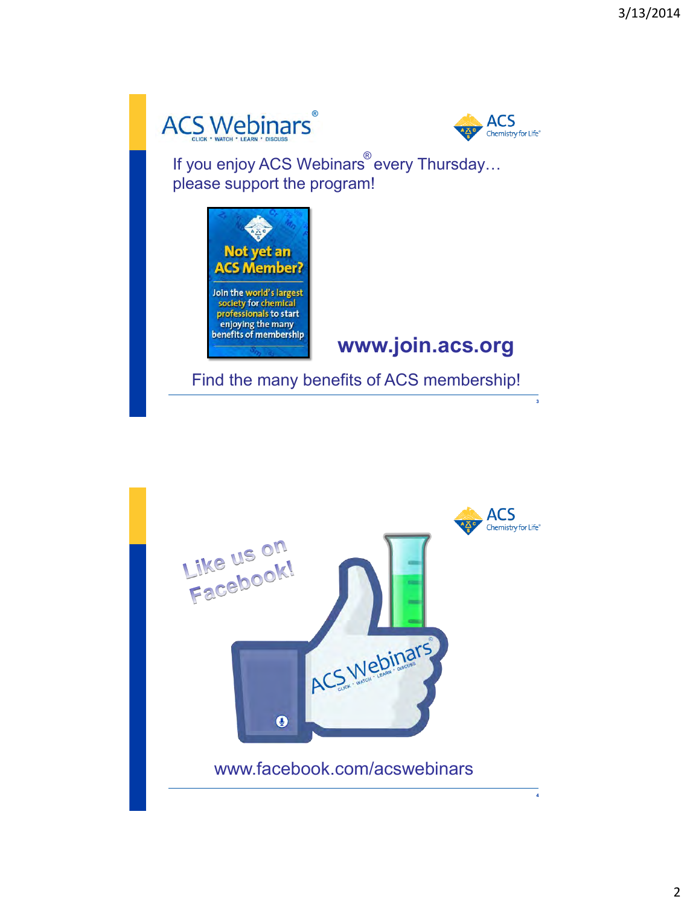# ACS Webinars®

CLICK • WATCH • LEARN • DISCUSS

ACS Chemistry for Life®

If you enjoy ACS Webinars® every Thursday… please support the program!

**Not yet an ACS Member?**

Join the world's largest society for chemical professionals to start enjoying the many benefits of membership

**www.join.acs.org**

Find the many benefits of ACS membership!

---

ACS Chemistry for Life®

Like us on Facebook!

ACS Webinars®

CLICK • WATCH • LEARN • DISCUSS

www.facebook.com/acswebinars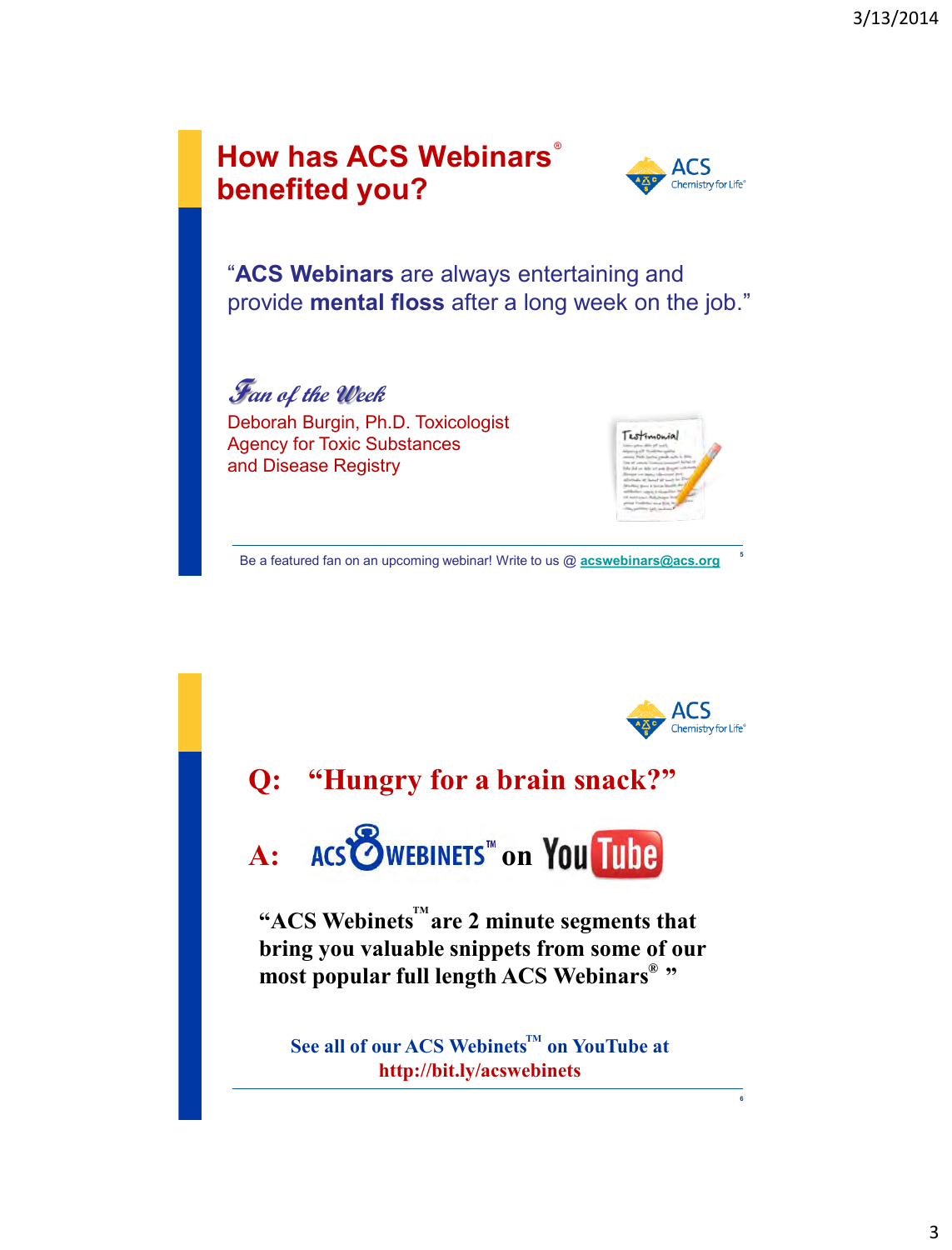## How has ACS Webinars® benefited you?

"**ACS Webinars** are always entertaining and provide **mental floss** after a long week on the job."

*Fan of the Week*

Deborah Burgin, Ph.D. Toxicologist
Agency for Toxic Substances and Disease Registry

Be a featured fan on an upcoming webinar! Write to us @ acswebinars@acs.org

---

## Q: "Hungry for a brain snack?"

## A: ACS WEBINETS™ on YouTube

**"ACS Webinets™ are 2 minute segments that bring you valuable snippets from some of our most popular full length ACS Webinars® "**

**See all of our ACS Webinets™ on YouTube at http://bit.ly/acswebinets**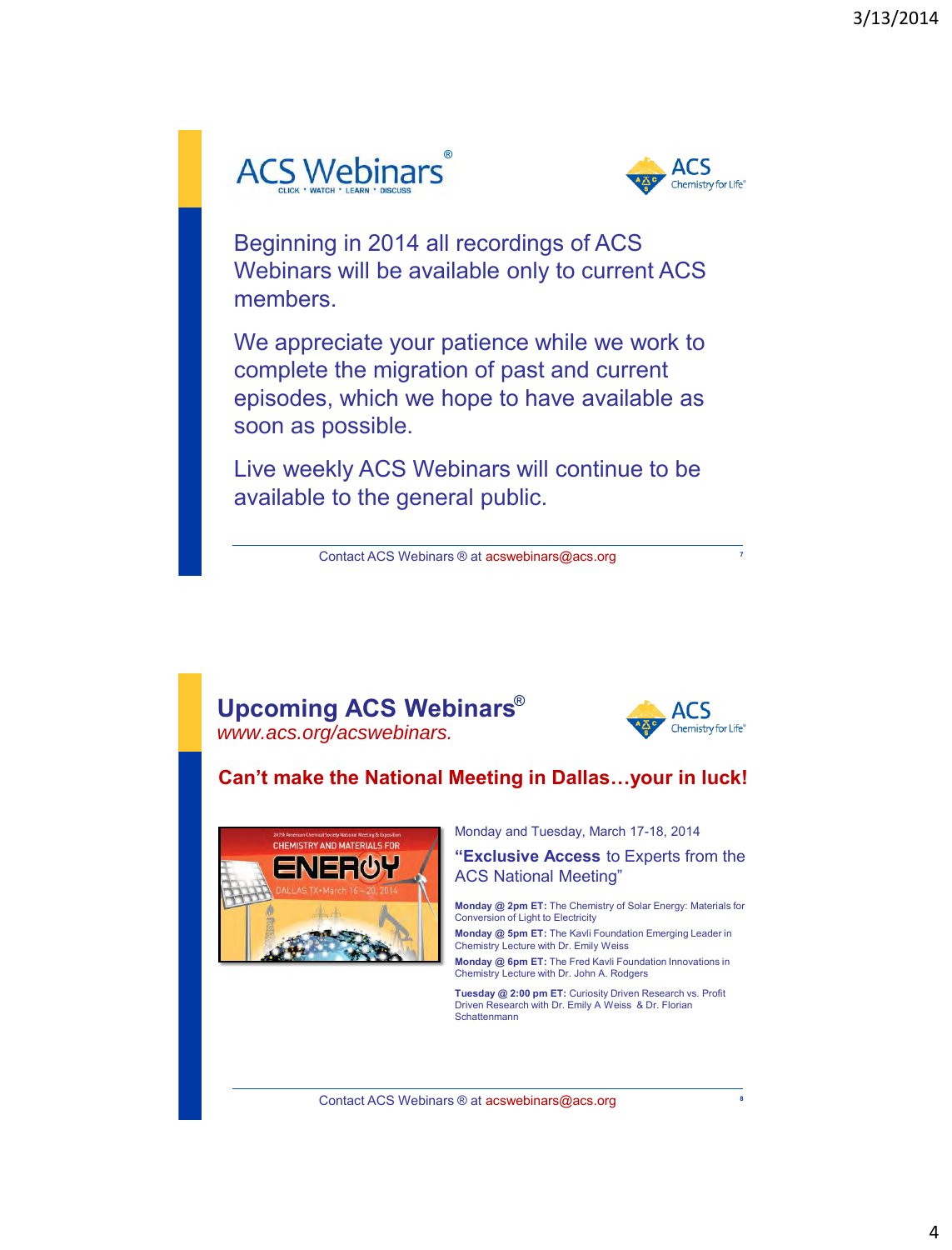## ACS Webinars®

CLICK • WATCH • LEARN • DISCUSS

ACS Chemistry for Life®

Beginning in 2014 all recordings of ACS Webinars will be available only to current ACS members.

We appreciate your patience while we work to complete the migration of past and current episodes, which we hope to have available as soon as possible.

Live weekly ACS Webinars will continue to be available to the general public.

Contact ACS Webinars ® at acswebinars@acs.org

---

## Upcoming ACS Webinars®

*www.acs.org/acswebinars.*

ACS Chemistry for Life®

**Can't make the National Meeting in Dallas…your in luck!**

247th American Chemical Society National Meeting & Exposition
CHEMISTRY AND MATERIALS FOR ENERGY
DALLAS, TX • March 16 – 20, 2014

Monday and Tuesday, March 17-18, 2014

"**Exclusive Access** to Experts from the ACS National Meeting"

**Monday @ 2pm ET:** The Chemistry of Solar Energy: Materials for Conversion of Light to Electricity

**Monday @ 5pm ET:** The Kavli Foundation Emerging Leader in Chemistry Lecture with Dr. Emily Weiss

**Monday @ 6pm ET:** The Fred Kavli Foundation Innovations in Chemistry Lecture with Dr. John A. Rodgers

**Tuesday @ 2:00 pm ET:** Curiosity Driven Research vs. Profit Driven Research with Dr. Emily A Weiss & Dr. Florian Schattenmann

Contact ACS Webinars ® at acswebinars@acs.org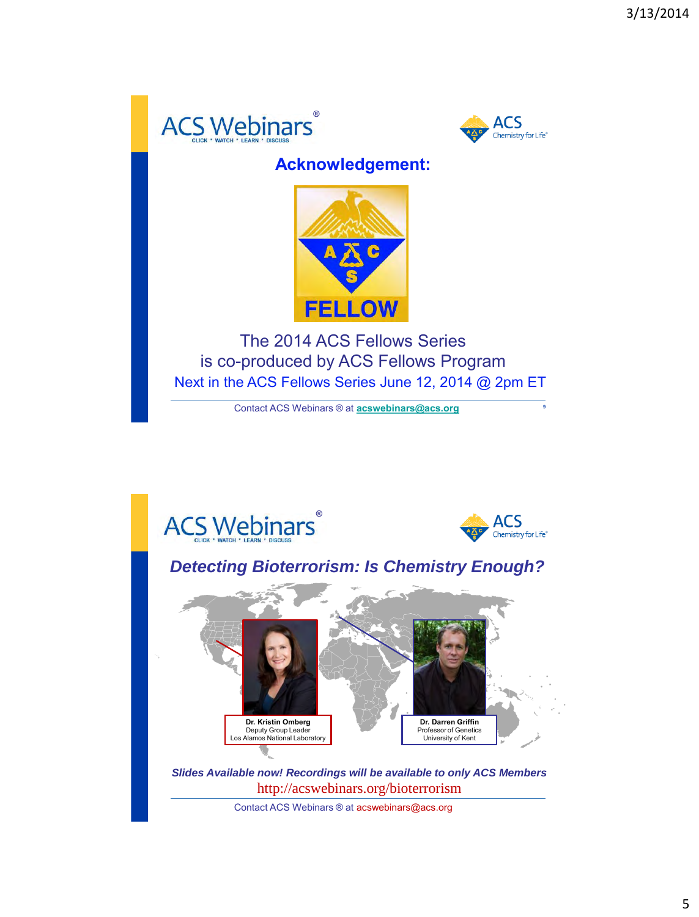ACS Webinars®

CLICK • WATCH • LEARN • DISCUSS

ACS Chemistry for Life®

## Acknowledgement:

FELLOW

The 2014 ACS Fellows Series
is co-produced by ACS Fellows Program

Next in the ACS Fellows Series June 12, 2014 @ 2pm ET

Contact ACS Webinars ® at **acswebinars@acs.org**

---

ACS Webinars®

CLICK • WATCH • LEARN • DISCUSS

ACS Chemistry for Life®

## *Detecting Bioterrorism: Is Chemistry Enough?*

**Dr. Kristin Omberg**
Deputy Group Leader
Los Alamos National Laboratory

**Dr. Darren Griffin**
Professor of Genetics
University of Kent

***Slides Available now! Recordings will be available to only ACS Members***

http://acswebinars.org/bioterrorism

Contact ACS Webinars ® at acswebinars@acs.org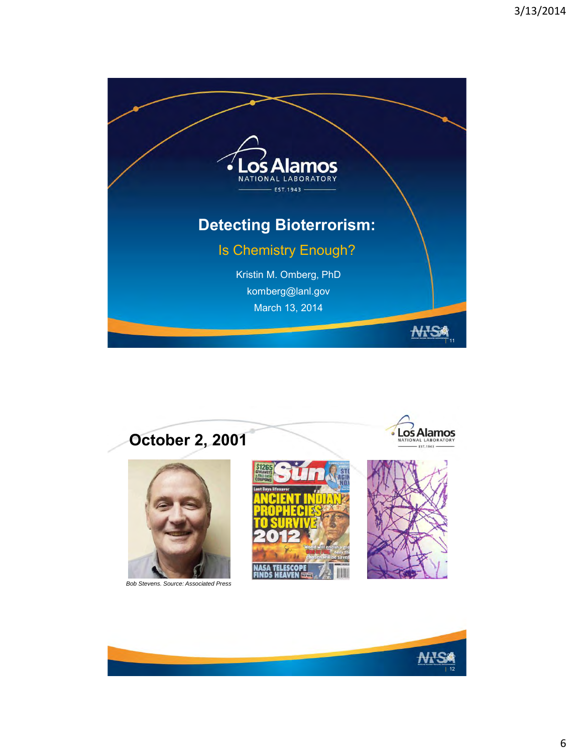# Detecting Bioterrorism:

## Is Chemistry Enough?

Kristin M. Omberg, PhD

komberg@lanl.gov

March 13, 2014

---

## October 2, 2001

*Bob Stevens. Source: Associated Press*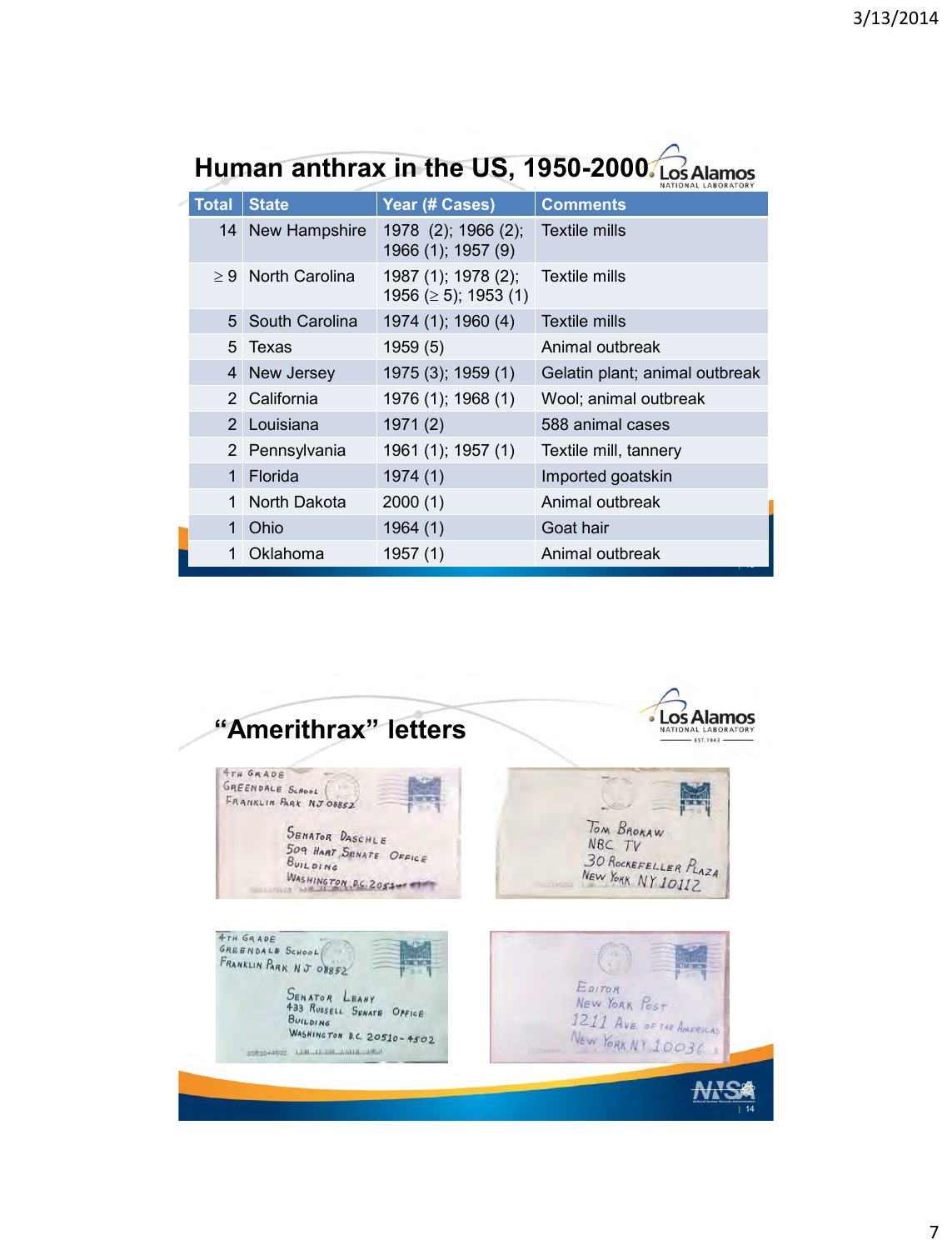## Human anthrax in the US, 1950-2000

| Total | State | Year (# Cases) | Comments |
|---|---|---|---|
| 14 | New Hampshire | 1978 (2); 1966 (2); 1966 (1); 1957 (9) | Textile mills |
| ≥ 9 | North Carolina | 1987 (1); 1978 (2); 1956 (≥ 5); 1953 (1) | Textile mills |
| 5 | South Carolina | 1974 (1); 1960 (4) | Textile mills |
| 5 | Texas | 1959 (5) | Animal outbreak |
| 4 | New Jersey | 1975 (3); 1959 (1) | Gelatin plant; animal outbreak |
| 2 | California | 1976 (1); 1968 (1) | Wool; animal outbreak |
| 2 | Louisiana | 1971 (2) | 588 animal cases |
| 2 | Pennsylvania | 1961 (1); 1957 (1) | Textile mill, tannery |
| 1 | Florida | 1974 (1) | Imported goatskin |
| 1 | North Dakota | 2000 (1) | Animal outbreak |
| 1 | Ohio | 1964 (1) | Goat hair |
| 1 | Oklahoma | 1957 (1) | Animal outbreak |

## "Amerithrax" letters

4TH GRADE
GREENDALE SCHOOL
FRANKLIN PARK NJ 08852

SENATOR DASCHLE
509 HART SENATE OFFICE
BUILDING
WASHINGTON D.C. 20510

TOM BROKAW
NBC TV
30 ROCKEFELLER PLAZA
NEW YORK NY 10112

4TH GRADE
GREENDALE SCHOOL
FRANKLIN PARK NJ 08852

SENATOR LEAHY
433 RUSSELL SENATE OFFICE
BUILDING
WASHINGTON D.C. 20510-4502

EDITOR
NEW YORK POST
1211 AVE. OF THE AMERICAS
NEW YORK NY 10036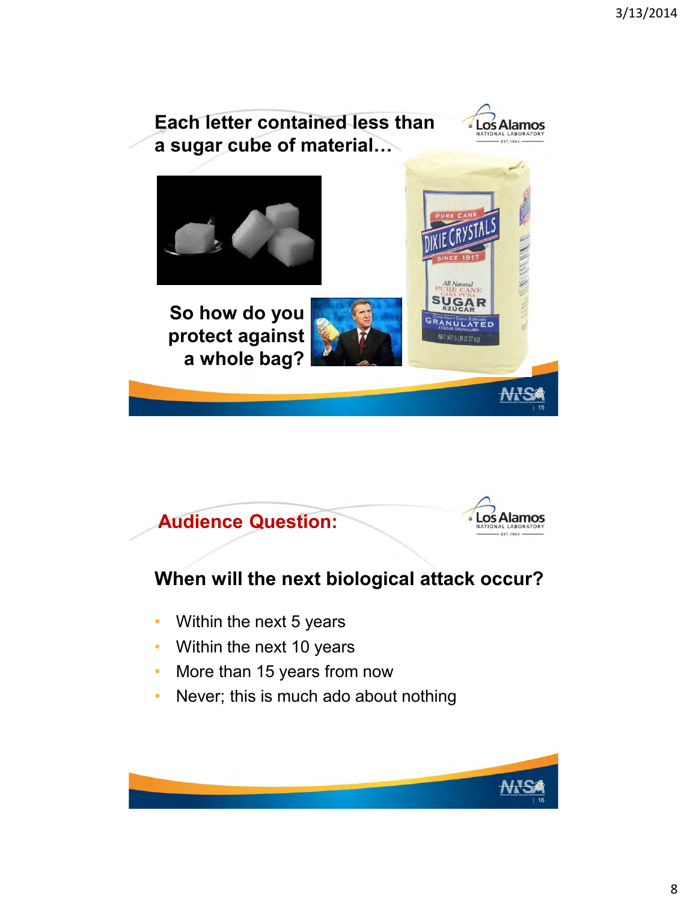## Each letter contained less than a sugar cube of material…

So how do you protect against a whole bag?

## Audience Question:

### When will the next biological attack occur?

- Within the next 5 years
- Within the next 10 years
- More than 15 years from now
- Never; this is much ado about nothing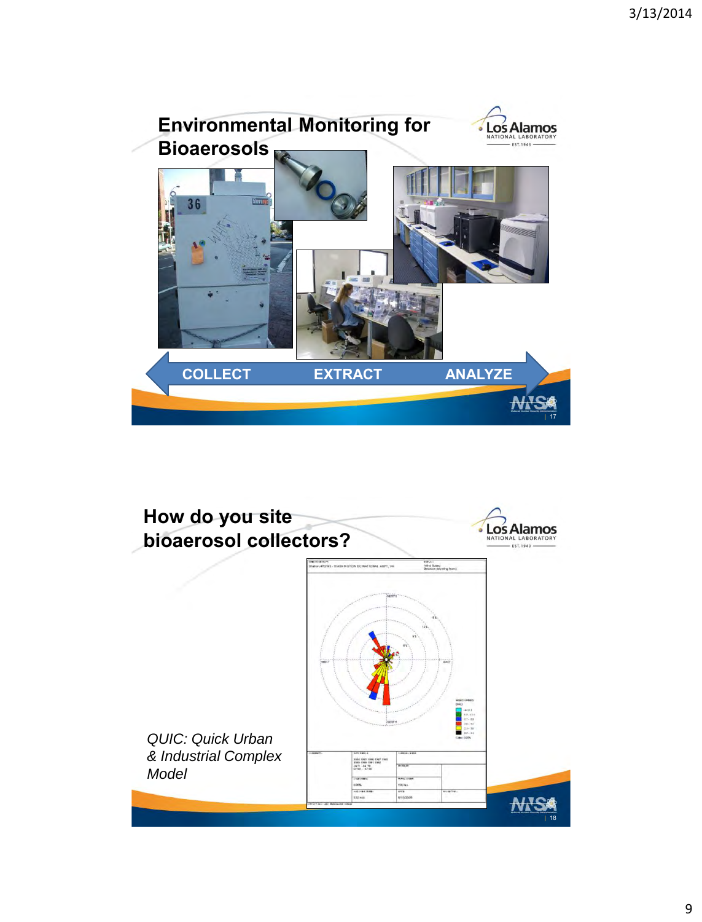## Environmental Monitoring for Bioaerosols

COLLECT EXTRACT ANALYZE

## How do you site bioaerosol collectors?

*QUIC: Quick Urban & Industrial Complex Model*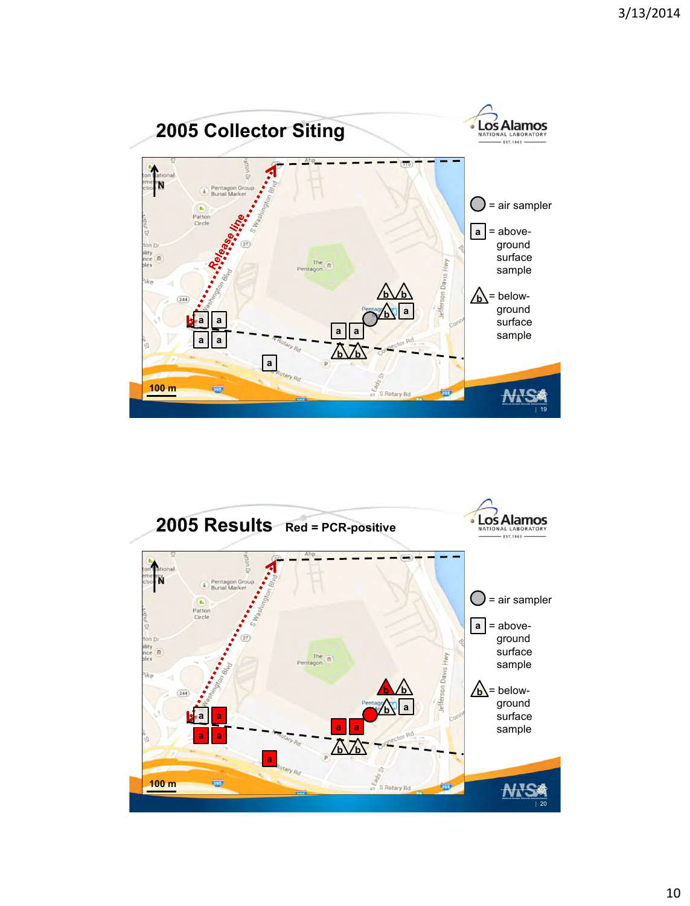## 2005 Collector Siting

○ = air sampler

a = above-ground surface sample

b = below-ground surface sample

100 m

## 2005 Results Red = PCR-positive

○ = air sampler

a = above-ground surface sample

b = below-ground surface sample

100 m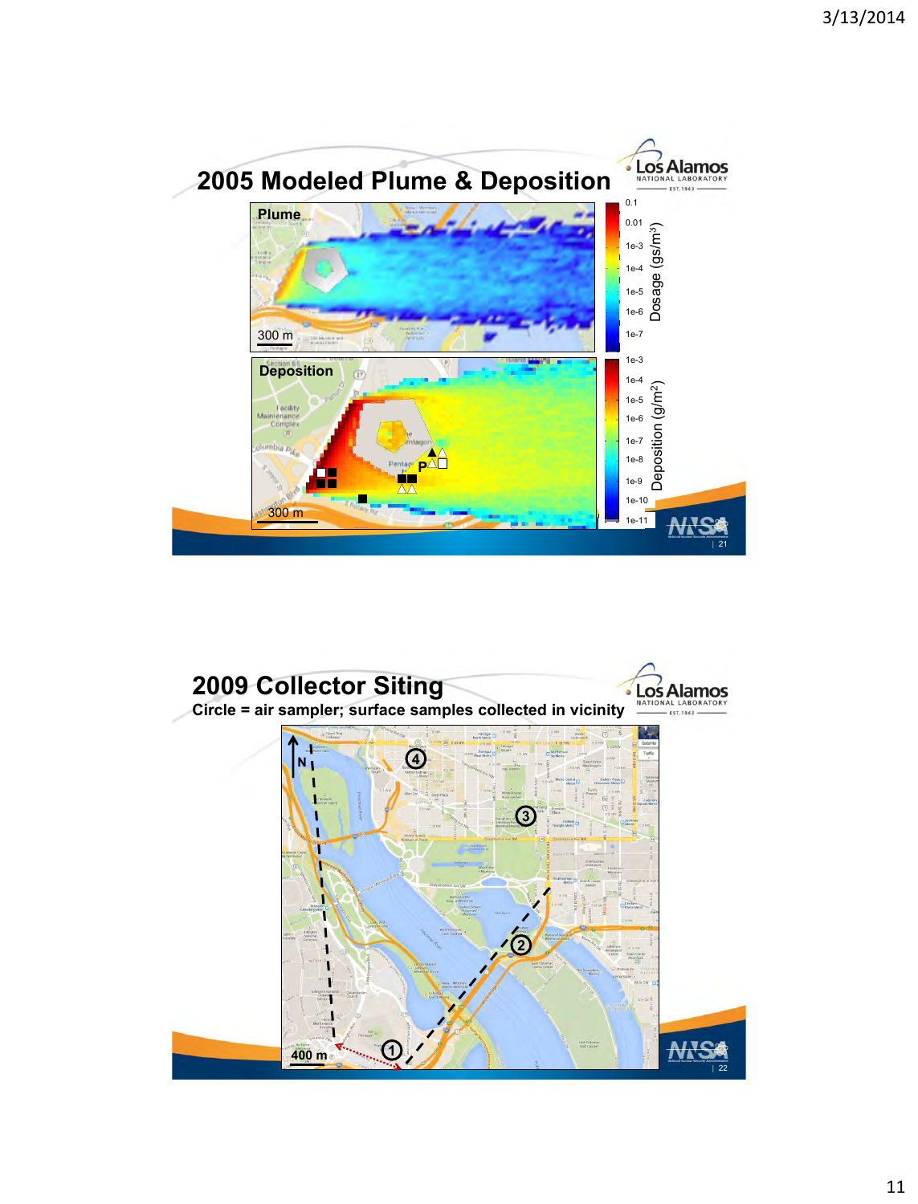## 2005 Modeled Plume & Deposition

**Plume**

300 m

Dosage (gs/m$^3$): 0.1, 0.01, 1e-3, 1e-4, 1e-5, 1e-6, 1e-7

**Deposition**

300 m

Deposition (g/m$^2$): 1e-3, 1e-4, 1e-5, 1e-6, 1e-7, 1e-8, 1e-9, 1e-10, 1e-11

## 2009 Collector Siting

**Circle = air sampler; surface samples collected in vicinity**

N

400 m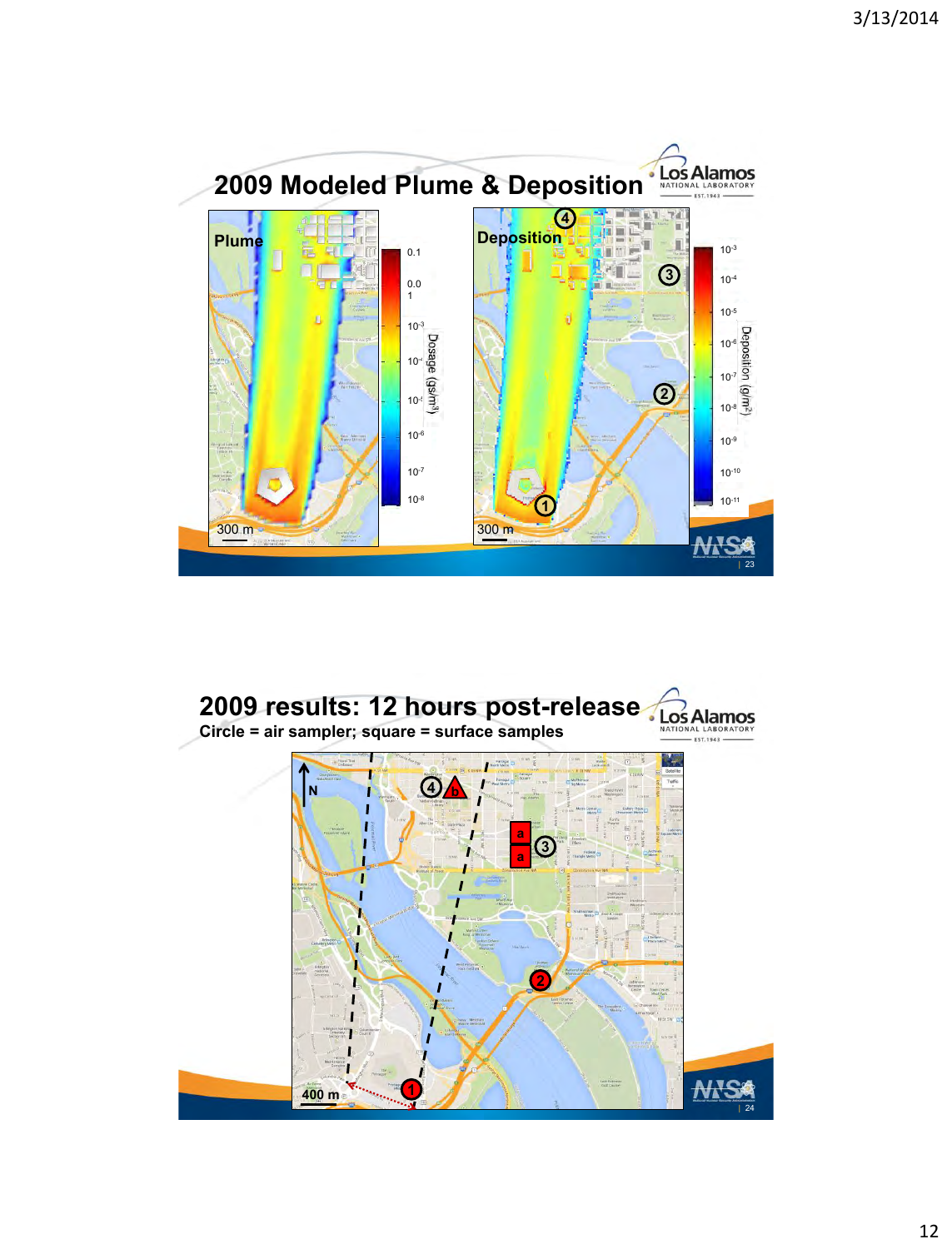## 2009 Modeled Plume & Deposition

Plume

Dosage (gs/m³): 0.1, 0.01, $10^{-3}$, $10^{-4}$, $10^{-5}$, $10^{-6}$, $10^{-7}$, $10^{-8}$

300 m

Deposition

Deposition (g/m²): $10^{-3}$, $10^{-4}$, $10^{-5}$, $10^{-6}$, $10^{-7}$, $10^{-8}$, $10^{-9}$, $10^{-10}$, $10^{-11}$

300 m

## 2009 results: 12 hours post-release

**Circle = air sampler; square = surface samples**

N

400 m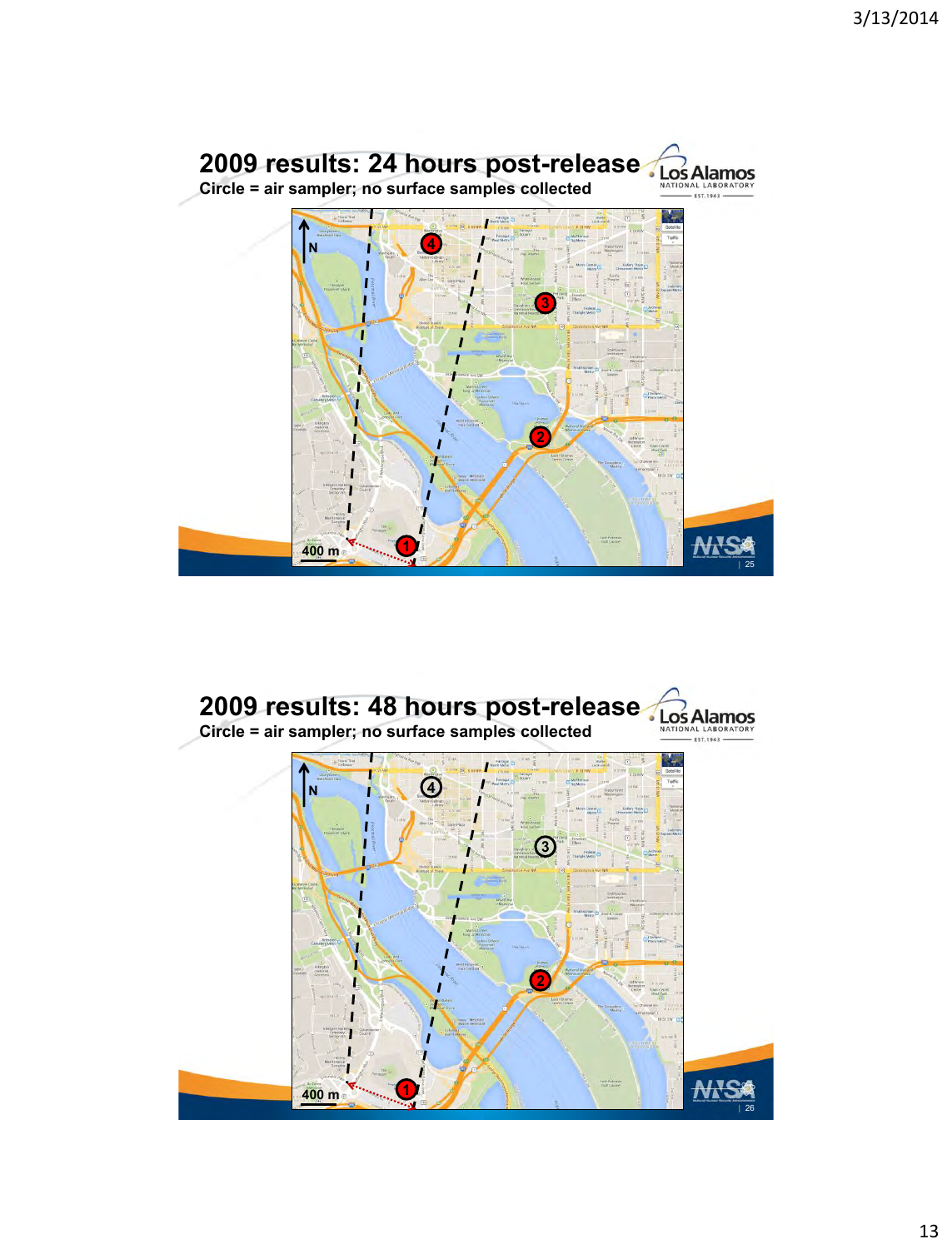## 2009 results: 24 hours post-release

**Circle = air sampler; no surface samples collected**

N

400 m

## 2009 results: 48 hours post-release

**Circle = air sampler; no surface samples collected**

N

400 m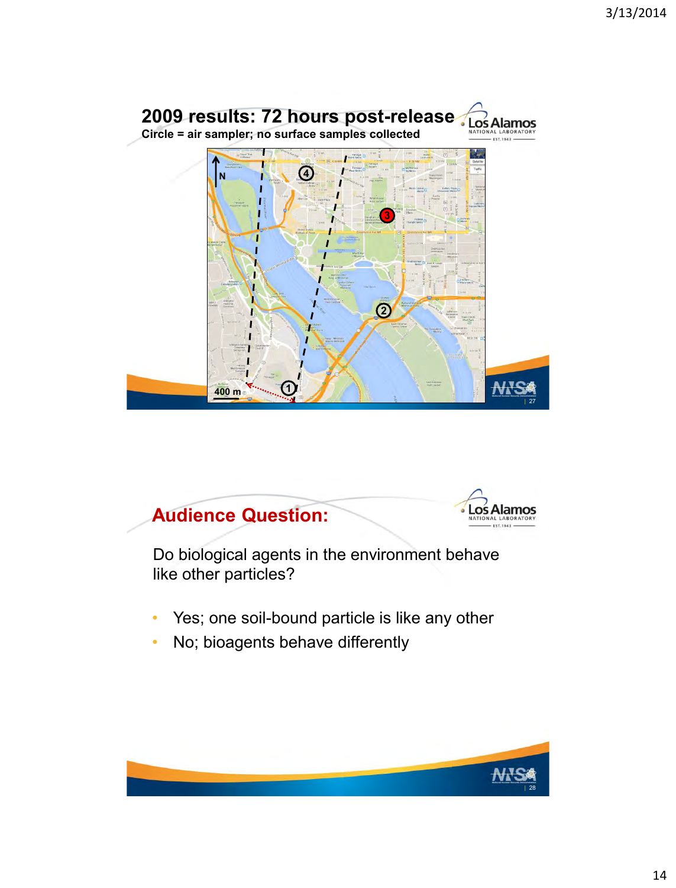## 2009 results: 72 hours post-release

**Circle = air sampler; no surface samples collected**

## Audience Question:

Do biological agents in the environment behave like other particles?

- Yes; one soil-bound particle is like any other
- No; bioagents behave differently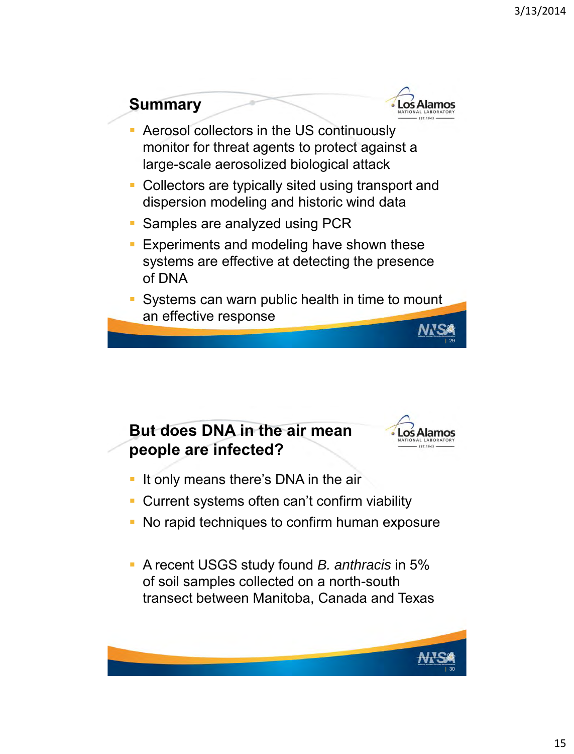## Summary

- Aerosol collectors in the US continuously monitor for threat agents to protect against a large-scale aerosolized biological attack
- Collectors are typically sited using transport and dispersion modeling and historic wind data
- Samples are analyzed using PCR
- Experiments and modeling have shown these systems are effective at detecting the presence of DNA
- Systems can warn public health in time to mount an effective response

## But does DNA in the air mean people are infected?

- It only means there's DNA in the air
- Current systems often can't confirm viability
- No rapid techniques to confirm human exposure

- A recent USGS study found *B. anthracis* in 5% of soil samples collected on a north-south transect between Manitoba, Canada and Texas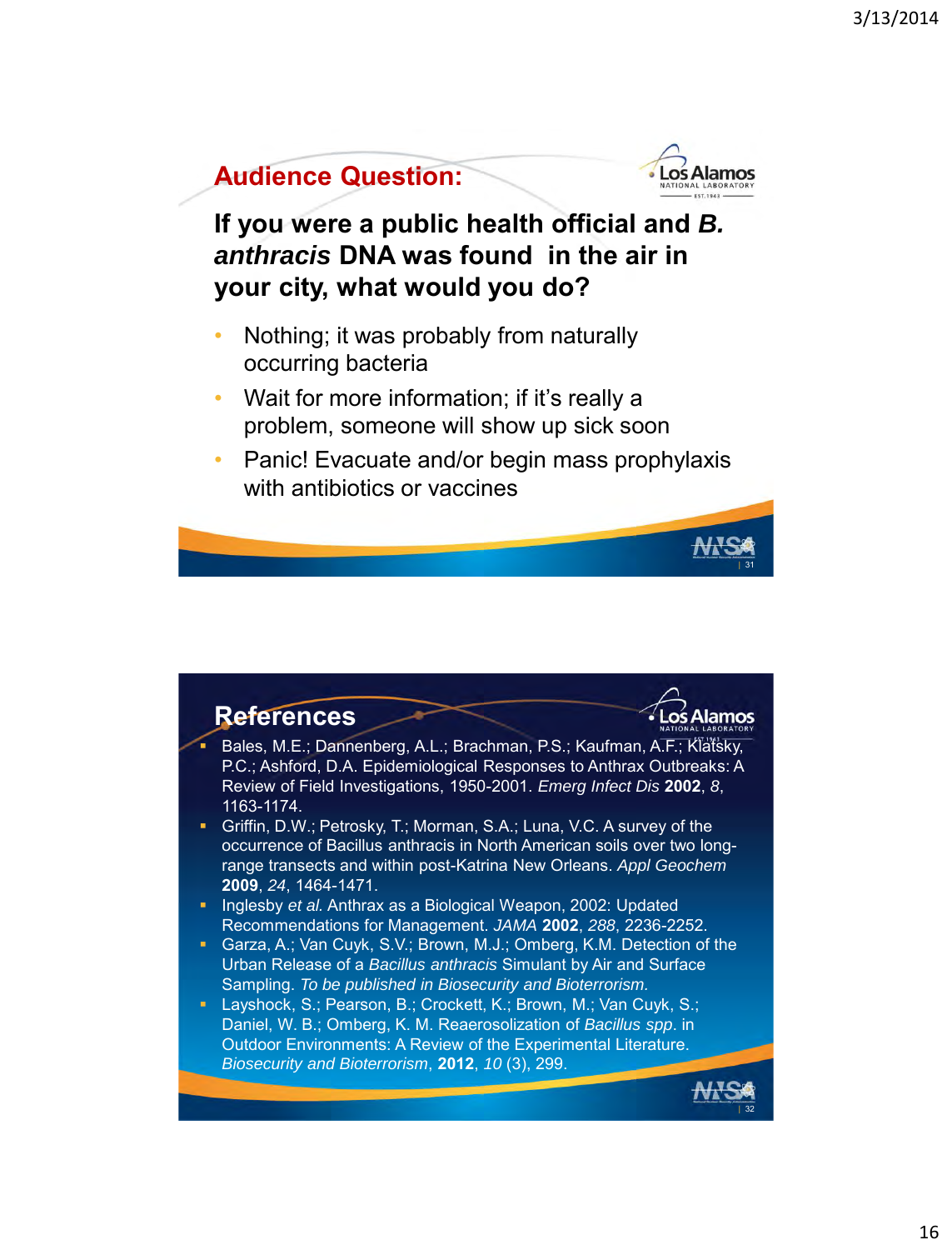## Audience Question:

**If you were a public health official and *B. anthracis* DNA was found in the air in your city, what would you do?**

- Nothing; it was probably from naturally occurring bacteria
- Wait for more information; if it's really a problem, someone will show up sick soon
- Panic! Evacuate and/or begin mass prophylaxis with antibiotics or vaccines

## References

- Bales, M.E.; Dannenberg, A.L.; Brachman, P.S.; Kaufman, A.F.; Klatsky, P.C.; Ashford, D.A. Epidemiological Responses to Anthrax Outbreaks: A Review of Field Investigations, 1950-2001. *Emerg Infect Dis* **2002**, *8*, 1163-1174.
- Griffin, D.W.; Petrosky, T.; Morman, S.A.; Luna, V.C. A survey of the occurrence of Bacillus anthracis in North American soils over two long-range transects and within post-Katrina New Orleans. *Appl Geochem* **2009**, *24*, 1464-1471.
- Inglesby *et al.* Anthrax as a Biological Weapon, 2002: Updated Recommendations for Management. *JAMA* **2002**, *288*, 2236-2252.
- Garza, A.; Van Cuyk, S.V.; Brown, M.J.; Omberg, K.M. Detection of the Urban Release of a *Bacillus anthracis* Simulant by Air and Surface Sampling. *To be published in Biosecurity and Bioterrorism.*
- Layshock, S.; Pearson, B.; Crockett, K.; Brown, M.; Van Cuyk, S.; Daniel, W. B.; Omberg, K. M. Reaerosolization of *Bacillus spp.* in Outdoor Environments: A Review of the Experimental Literature. *Biosecurity and Bioterrorism*, **2012**, *10* (3), 299.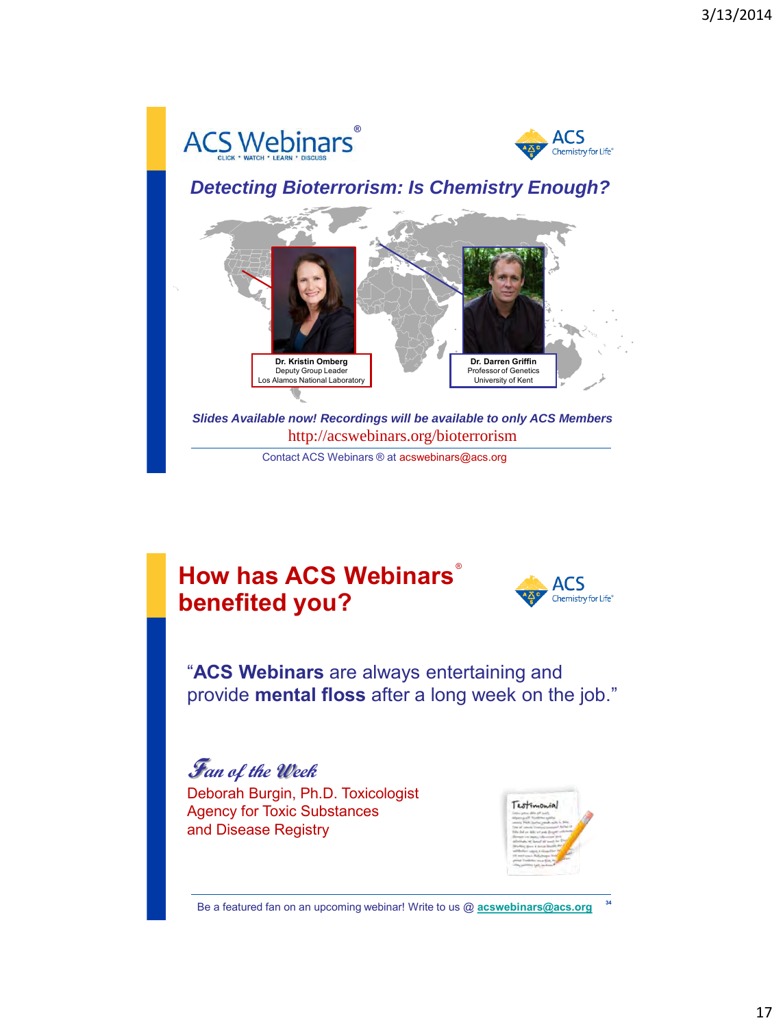# ACS Webinars®

CLICK • WATCH • LEARN • DISCUSS

ACS Chemistry for Life®

## *Detecting Bioterrorism: Is Chemistry Enough?*

**Dr. Kristin Omberg**
Deputy Group Leader
Los Alamos National Laboratory

**Dr. Darren Griffin**
Professor of Genetics
University of Kent

***Slides Available now! Recordings will be available to only ACS Members***

http://acswebinars.org/bioterrorism

Contact ACS Webinars ® at acswebinars@acs.org

---

# How has ACS Webinars® benefited you?

ACS Chemistry for Life®

"**ACS Webinars** are always entertaining and provide **mental floss** after a long week on the job."

*Fan of the Week*

Deborah Burgin, Ph.D. Toxicologist
Agency for Toxic Substances and Disease Registry

Be a featured fan on an upcoming webinar! Write to us @ **acswebinars@acs.org**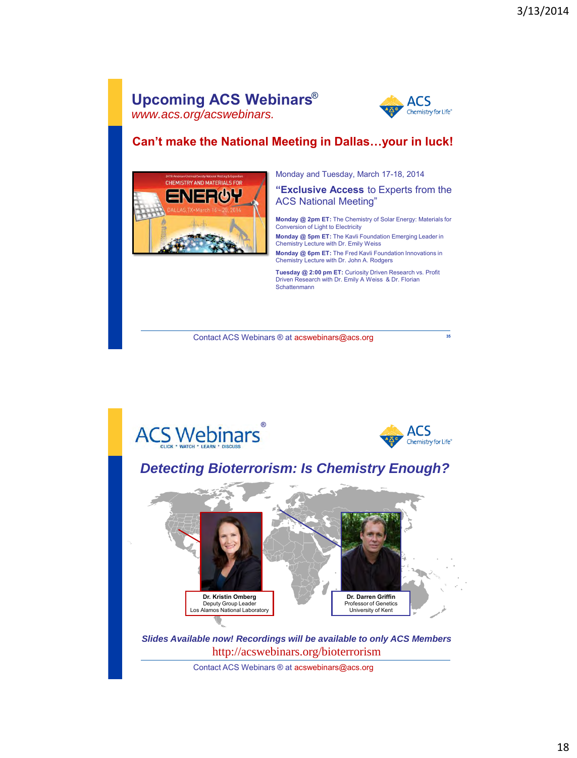## Upcoming ACS Webinars®

*www.acs.org/acswebinars.*

ACS Chemistry for Life®

**Can't make the National Meeting in Dallas…your in luck!**

247th American Chemical Society National Meeting & Exposition
CHEMISTRY AND MATERIALS FOR ENERGY
DALLAS, TX • March 16 – 20, 2014

Monday and Tuesday, March 17-18, 2014

"**Exclusive Access** to Experts from the ACS National Meeting"

**Monday @ 2pm ET:** The Chemistry of Solar Energy: Materials for Conversion of Light to Electricity

**Monday @ 5pm ET:** The Kavli Foundation Emerging Leader in Chemistry Lecture with Dr. Emily Weiss

**Monday @ 6pm ET:** The Fred Kavli Foundation Innovations in Chemistry Lecture with Dr. John A. Rodgers

**Tuesday @ 2:00 pm ET:** Curiosity Driven Research vs. Profit Driven Research with Dr. Emily A Weiss & Dr. Florian Schattenmann

Contact ACS Webinars ® at acswebinars@acs.org

---

## ACS Webinars®

CLICK • WATCH • LEARN • DISCUSS

ACS Chemistry for Life®

### *Detecting Bioterrorism: Is Chemistry Enough?*

**Dr. Kristin Omberg**
Deputy Group Leader
Los Alamos National Laboratory

**Dr. Darren Griffin**
Professor of Genetics
University of Kent

***Slides Available now! Recordings will be available to only ACS Members***

http://acswebinars.org/bioterrorism

Contact ACS Webinars ® at acswebinars@acs.org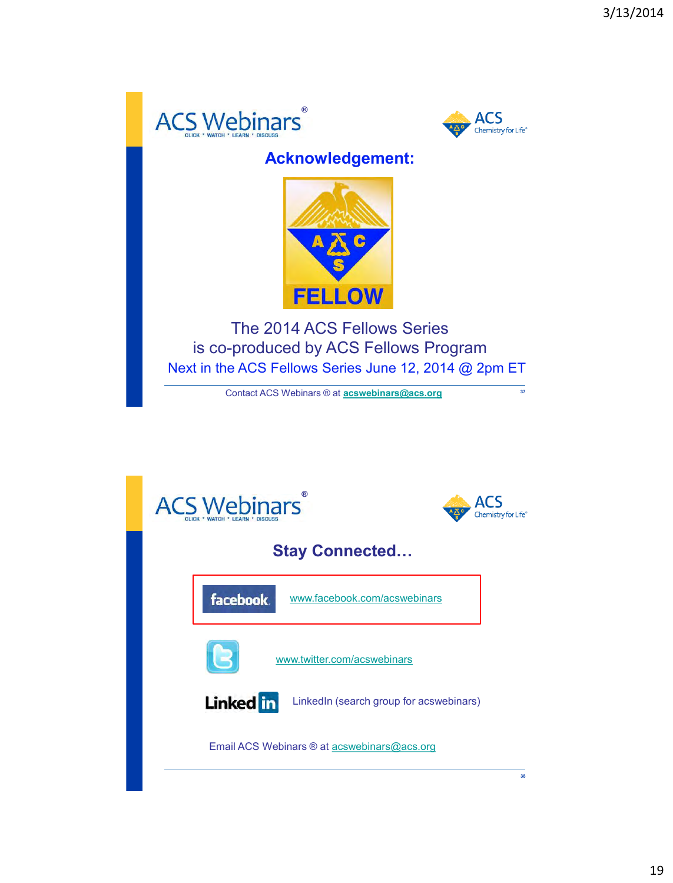ACS Webinars®

CLICK • WATCH • LEARN • DISCUSS

ACS Chemistry for Life®

## Acknowledgement:

FELLOW

The 2014 ACS Fellows Series
is co-produced by ACS Fellows Program

Next in the ACS Fellows Series June 12, 2014 @ 2pm ET

Contact ACS Webinars ® at **acswebinars@acs.org**

---

ACS Webinars®

CLICK • WATCH • LEARN • DISCUSS

ACS Chemistry for Life®

## Stay Connected…

facebook www.facebook.com/acswebinars

www.twitter.com/acswebinars

LinkedIn LinkedIn (search group for acswebinars)

Email ACS Webinars ® at acswebinars@acs.org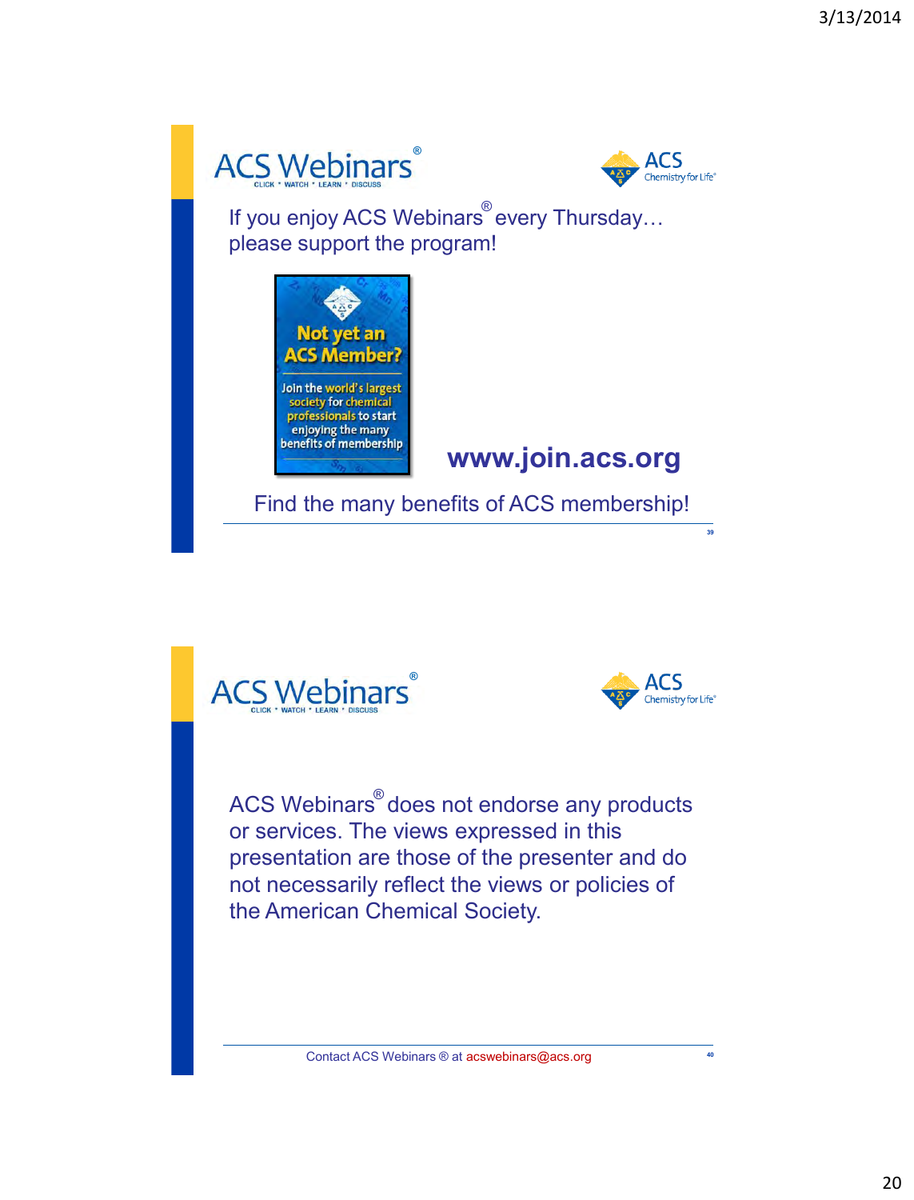## ACS Webinars®

CLICK • WATCH • LEARN • DISCUSS

ACS Chemistry for Life®

If you enjoy ACS Webinars® every Thursday… please support the program!

**Not yet an ACS Member?**

Join the world's largest society for chemical professionals to start enjoying the many benefits of membership

**www.join.acs.org**

Find the many benefits of ACS membership!

39

## ACS Webinars®

CLICK • WATCH • LEARN • DISCUSS

ACS Chemistry for Life®

ACS Webinars® does not endorse any products or services. The views expressed in this presentation are those of the presenter and do not necessarily reflect the views or policies of the American Chemical Society.

Contact ACS Webinars ® at acswebinars@acs.org

40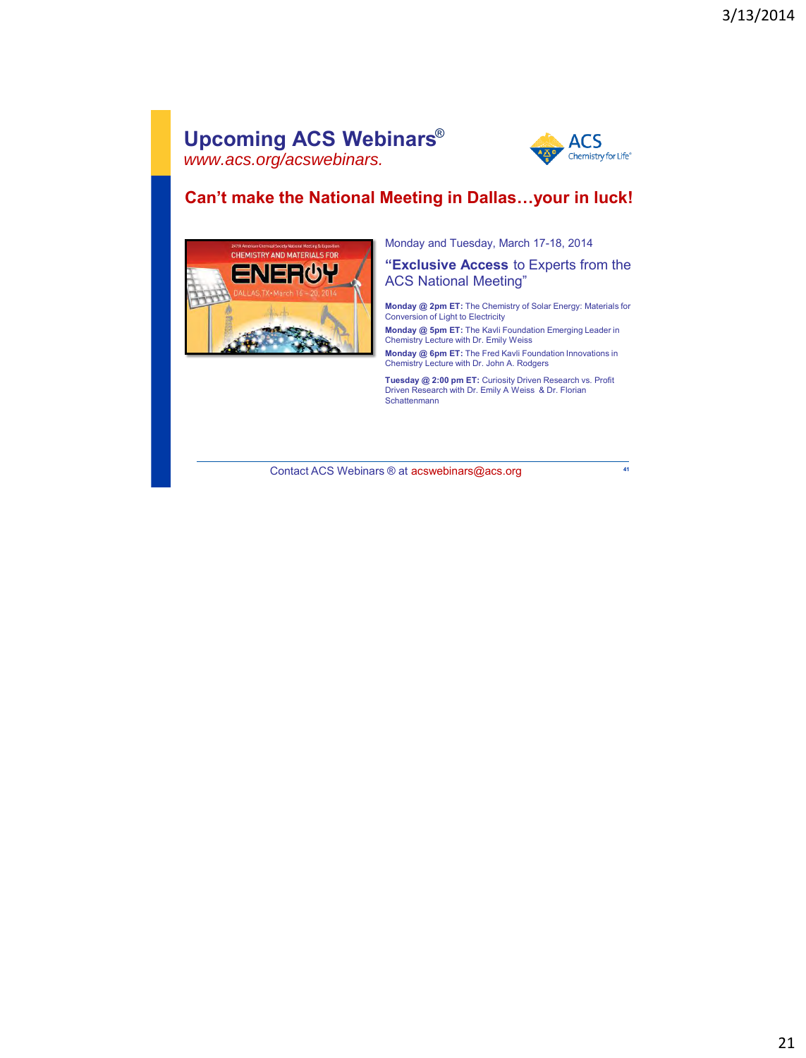# Upcoming ACS Webinars®

*www.acs.org/acswebinars.*

## Can't make the National Meeting in Dallas…your in luck!

Monday and Tuesday, March 17-18, 2014

**"Exclusive Access** to Experts from the ACS National Meeting"

**Monday @ 2pm ET:** The Chemistry of Solar Energy: Materials for Conversion of Light to Electricity

**Monday @ 5pm ET:** The Kavli Foundation Emerging Leader in Chemistry Lecture with Dr. Emily Weiss

**Monday @ 6pm ET:** The Fred Kavli Foundation Innovations in Chemistry Lecture with Dr. John A. Rodgers

**Tuesday @ 2:00 pm ET:** Curiosity Driven Research vs. Profit Driven Research with Dr. Emily A Weiss & Dr. Florian Schattenmann

Contact ACS Webinars ® at acswebinars@acs.org